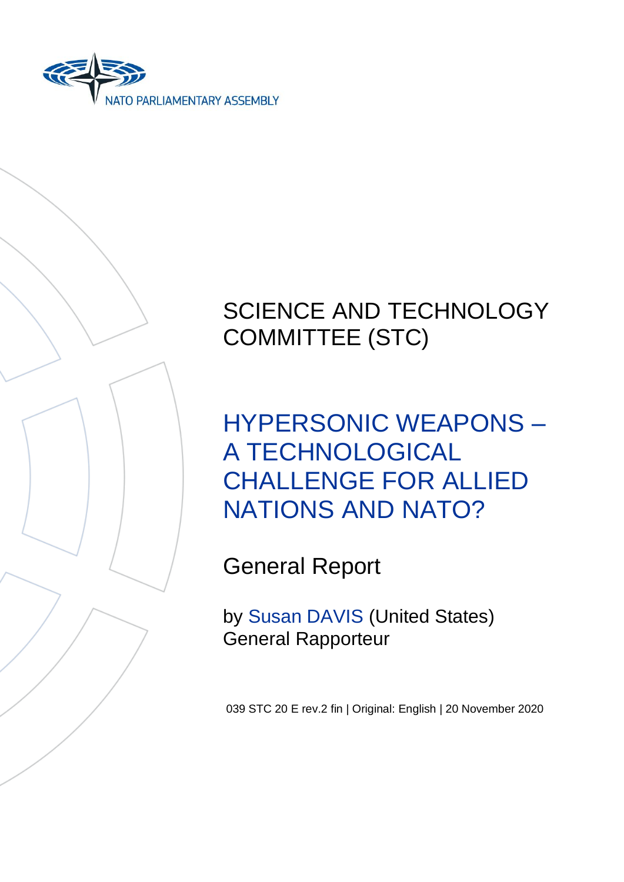NATO PARLIAMENTARY ASSEMBLY

SCIENCE AND TECHNOLOGY COMMITTEE (STC)

# HYPERSONIC WEAPONS – A TECHNOLOGICAL CHALLENGE FOR ALLIED NATIONS AND NATO?

General Report

by Susan DAVIS (United States)
General Rapporteur

039 STC 20 E rev.2 fin | Original: English | 20 November 2020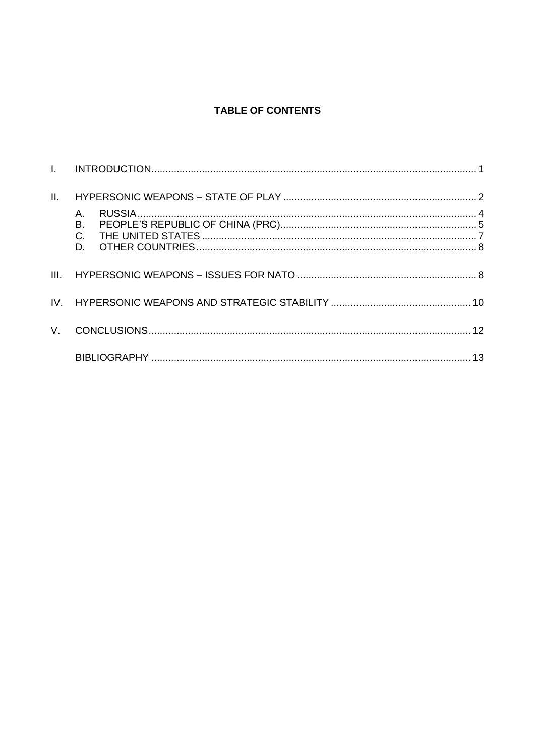**TABLE OF CONTENTS**

| | | |
|---|---|---|
| I. | INTRODUCTION | 1 |
| II. | HYPERSONIC WEAPONS – STATE OF PLAY | 2 |
| | A. RUSSIA | 4 |
| | B. PEOPLE'S REPUBLIC OF CHINA (PRC) | 5 |
| | C. THE UNITED STATES | 7 |
| | D. OTHER COUNTRIES | 8 |
| III. | HYPERSONIC WEAPONS – ISSUES FOR NATO | 8 |
| IV. | HYPERSONIC WEAPONS AND STRATEGIC STABILITY | 10 |
| V. | CONCLUSIONS | 12 |
| | BIBLIOGRAPHY | 13 |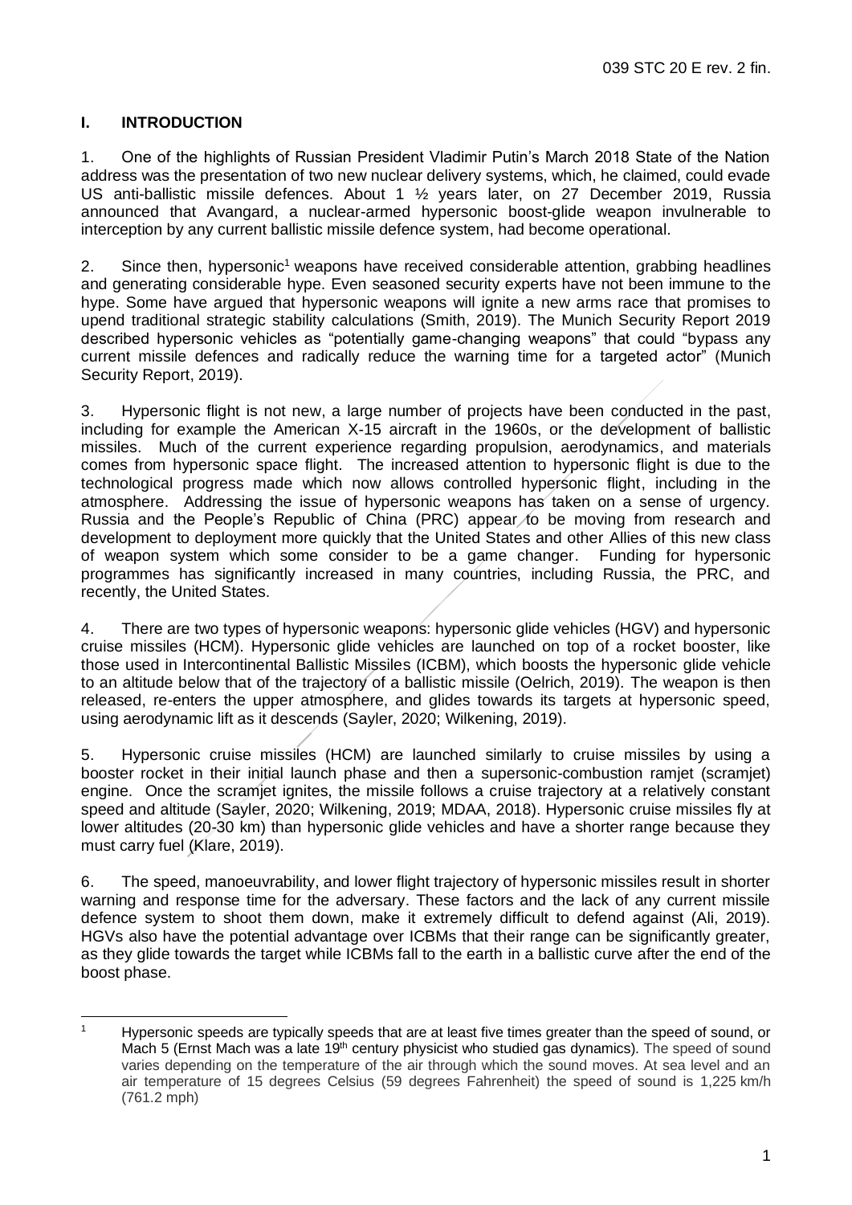## I. INTRODUCTION

1. One of the highlights of Russian President Vladimir Putin's March 2018 State of the Nation address was the presentation of two new nuclear delivery systems, which, he claimed, could evade US anti-ballistic missile defences. About 1 ½ years later, on 27 December 2019, Russia announced that Avangard, a nuclear-armed hypersonic boost-glide weapon invulnerable to interception by any current ballistic missile defence system, had become operational.

2. Since then, hypersonic[1] weapons have received considerable attention, grabbing headlines and generating considerable hype. Even seasoned security experts have not been immune to the hype. Some have argued that hypersonic weapons will ignite a new arms race that promises to upend traditional strategic stability calculations (Smith, 2019). The Munich Security Report 2019 described hypersonic vehicles as "potentially game-changing weapons" that could "bypass any current missile defences and radically reduce the warning time for a targeted actor" (Munich Security Report, 2019).

3. Hypersonic flight is not new, a large number of projects have been conducted in the past, including for example the American X-15 aircraft in the 1960s, or the development of ballistic missiles. Much of the current experience regarding propulsion, aerodynamics, and materials comes from hypersonic space flight. The increased attention to hypersonic flight is due to the technological progress made which now allows controlled hypersonic flight, including in the atmosphere. Addressing the issue of hypersonic weapons has taken on a sense of urgency. Russia and the People's Republic of China (PRC) appear to be moving from research and development to deployment more quickly that the United States and other Allies of this new class of weapon system which some consider to be a game changer. Funding for hypersonic programmes has significantly increased in many countries, including Russia, the PRC, and recently, the United States.

4. There are two types of hypersonic weapons: hypersonic glide vehicles (HGV) and hypersonic cruise missiles (HCM). Hypersonic glide vehicles are launched on top of a rocket booster, like those used in Intercontinental Ballistic Missiles (ICBM), which boosts the hypersonic glide vehicle to an altitude below that of the trajectory of a ballistic missile (Oelrich, 2019). The weapon is then released, re-enters the upper atmosphere, and glides towards its targets at hypersonic speed, using aerodynamic lift as it descends (Sayler, 2020; Wilkening, 2019).

5. Hypersonic cruise missiles (HCM) are launched similarly to cruise missiles by using a booster rocket in their initial launch phase and then a supersonic-combustion ramjet (scramjet) engine. Once the scramjet ignites, the missile follows a cruise trajectory at a relatively constant speed and altitude (Sayler, 2020; Wilkening, 2019; MDAA, 2018). Hypersonic cruise missiles fly at lower altitudes (20-30 km) than hypersonic glide vehicles and have a shorter range because they must carry fuel (Klare, 2019).

6. The speed, manoeuvrability, and lower flight trajectory of hypersonic missiles result in shorter warning and response time for the adversary. These factors and the lack of any current missile defence system to shoot them down, make it extremely difficult to defend against (Ali, 2019). HGVs also have the potential advantage over ICBMs that their range can be significantly greater, as they glide towards the target while ICBMs fall to the earth in a ballistic curve after the end of the boost phase.

---

[1] Hypersonic speeds are typically speeds that are at least five times greater than the speed of sound, or Mach 5 (Ernst Mach was a late 19th century physicist who studied gas dynamics). The speed of sound varies depending on the temperature of the air through which the sound moves. At sea level and an air temperature of 15 degrees Celsius (59 degrees Fahrenheit) the speed of sound is 1,225 km/h (761.2 mph)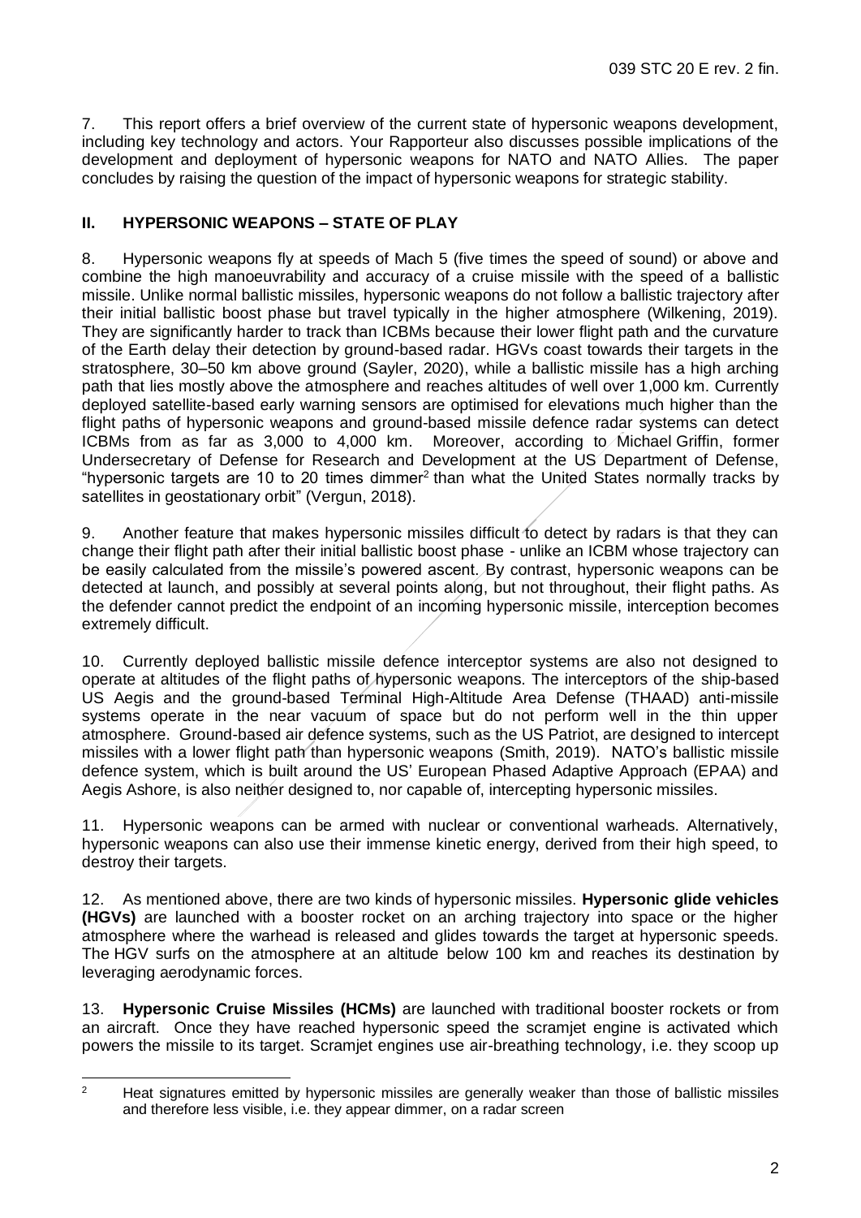7. This report offers a brief overview of the current state of hypersonic weapons development, including key technology and actors. Your Rapporteur also discusses possible implications of the development and deployment of hypersonic weapons for NATO and NATO Allies. The paper concludes by raising the question of the impact of hypersonic weapons for strategic stability.

## II. HYPERSONIC WEAPONS – STATE OF PLAY

8. Hypersonic weapons fly at speeds of Mach 5 (five times the speed of sound) or above and combine the high manoeuvrability and accuracy of a cruise missile with the speed of a ballistic missile. Unlike normal ballistic missiles, hypersonic weapons do not follow a ballistic trajectory after their initial ballistic boost phase but travel typically in the higher atmosphere (Wilkening, 2019). They are significantly harder to track than ICBMs because their lower flight path and the curvature of the Earth delay their detection by ground-based radar. HGVs coast towards their targets in the stratosphere, 30–50 km above ground (Sayler, 2020), while a ballistic missile has a high arching path that lies mostly above the atmosphere and reaches altitudes of well over 1,000 km. Currently deployed satellite-based early warning sensors are optimised for elevations much higher than the flight paths of hypersonic weapons and ground-based missile defence radar systems can detect ICBMs from as far as 3,000 to 4,000 km. Moreover, according to Michael Griffin, former Undersecretary of Defense for Research and Development at the US Department of Defense, "hypersonic targets are 10 to 20 times dimmer[2] than what the United States normally tracks by satellites in geostationary orbit" (Vergun, 2018).

9. Another feature that makes hypersonic missiles difficult to detect by radars is that they can change their flight path after their initial ballistic boost phase - unlike an ICBM whose trajectory can be easily calculated from the missile's powered ascent. By contrast, hypersonic weapons can be detected at launch, and possibly at several points along, but not throughout, their flight paths. As the defender cannot predict the endpoint of an incoming hypersonic missile, interception becomes extremely difficult.

10. Currently deployed ballistic missile defence interceptor systems are also not designed to operate at altitudes of the flight paths of hypersonic weapons. The interceptors of the ship-based US Aegis and the ground-based Terminal High-Altitude Area Defense (THAAD) anti-missile systems operate in the near vacuum of space but do not perform well in the thin upper atmosphere. Ground-based air defence systems, such as the US Patriot, are designed to intercept missiles with a lower flight path than hypersonic weapons (Smith, 2019). NATO's ballistic missile defence system, which is built around the US' European Phased Adaptive Approach (EPAA) and Aegis Ashore, is also neither designed to, nor capable of, intercepting hypersonic missiles.

11. Hypersonic weapons can be armed with nuclear or conventional warheads. Alternatively, hypersonic weapons can also use their immense kinetic energy, derived from their high speed, to destroy their targets.

12. As mentioned above, there are two kinds of hypersonic missiles. **Hypersonic glide vehicles (HGVs)** are launched with a booster rocket on an arching trajectory into space or the higher atmosphere where the warhead is released and glides towards the target at hypersonic speeds. The HGV surfs on the atmosphere at an altitude below 100 km and reaches its destination by leveraging aerodynamic forces.

13. **Hypersonic Cruise Missiles (HCMs)** are launched with traditional booster rockets or from an aircraft. Once they have reached hypersonic speed the scramjet engine is activated which powers the missile to its target. Scramjet engines use air-breathing technology, i.e. they scoop up

---

[2] Heat signatures emitted by hypersonic missiles are generally weaker than those of ballistic missiles and therefore less visible, i.e. they appear dimmer, on a radar screen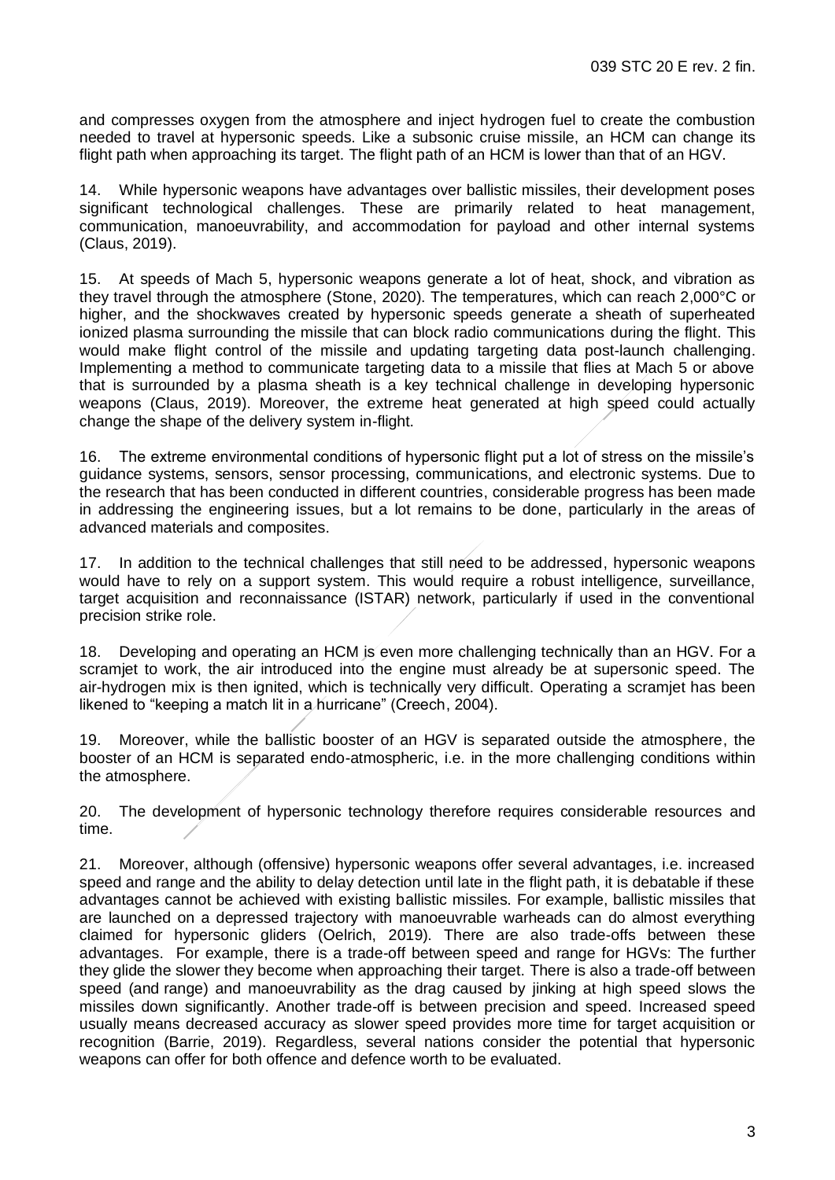and compresses oxygen from the atmosphere and inject hydrogen fuel to create the combustion needed to travel at hypersonic speeds. Like a subsonic cruise missile, an HCM can change its flight path when approaching its target. The flight path of an HCM is lower than that of an HGV.

14. While hypersonic weapons have advantages over ballistic missiles, their development poses significant technological challenges. These are primarily related to heat management, communication, manoeuvrability, and accommodation for payload and other internal systems (Claus, 2019).

15. At speeds of Mach 5, hypersonic weapons generate a lot of heat, shock, and vibration as they travel through the atmosphere (Stone, 2020). The temperatures, which can reach 2,000°C or higher, and the shockwaves created by hypersonic speeds generate a sheath of superheated ionized plasma surrounding the missile that can block radio communications during the flight. This would make flight control of the missile and updating targeting data post-launch challenging. Implementing a method to communicate targeting data to a missile that flies at Mach 5 or above that is surrounded by a plasma sheath is a key technical challenge in developing hypersonic weapons (Claus, 2019). Moreover, the extreme heat generated at high speed could actually change the shape of the delivery system in-flight.

16. The extreme environmental conditions of hypersonic flight put a lot of stress on the missile's guidance systems, sensors, sensor processing, communications, and electronic systems. Due to the research that has been conducted in different countries, considerable progress has been made in addressing the engineering issues, but a lot remains to be done, particularly in the areas of advanced materials and composites.

17. In addition to the technical challenges that still need to be addressed, hypersonic weapons would have to rely on a support system. This would require a robust intelligence, surveillance, target acquisition and reconnaissance (ISTAR) network, particularly if used in the conventional precision strike role.

18. Developing and operating an HCM is even more challenging technically than an HGV. For a scramjet to work, the air introduced into the engine must already be at supersonic speed. The air-hydrogen mix is then ignited, which is technically very difficult. Operating a scramjet has been likened to "keeping a match lit in a hurricane" (Creech, 2004).

19. Moreover, while the ballistic booster of an HGV is separated outside the atmosphere, the booster of an HCM is separated endo-atmospheric, i.e. in the more challenging conditions within the atmosphere.

20. The development of hypersonic technology therefore requires considerable resources and time.

21. Moreover, although (offensive) hypersonic weapons offer several advantages, i.e. increased speed and range and the ability to delay detection until late in the flight path, it is debatable if these advantages cannot be achieved with existing ballistic missiles. For example, ballistic missiles that are launched on a depressed trajectory with manoeuvrable warheads can do almost everything claimed for hypersonic gliders (Oelrich, 2019). There are also trade-offs between these advantages. For example, there is a trade-off between speed and range for HGVs: The further they glide the slower they become when approaching their target. There is also a trade-off between speed (and range) and manoeuvrability as the drag caused by jinking at high speed slows the missiles down significantly. Another trade-off is between precision and speed. Increased speed usually means decreased accuracy as slower speed provides more time for target acquisition or recognition (Barrie, 2019). Regardless, several nations consider the potential that hypersonic weapons can offer for both offence and defence worth to be evaluated.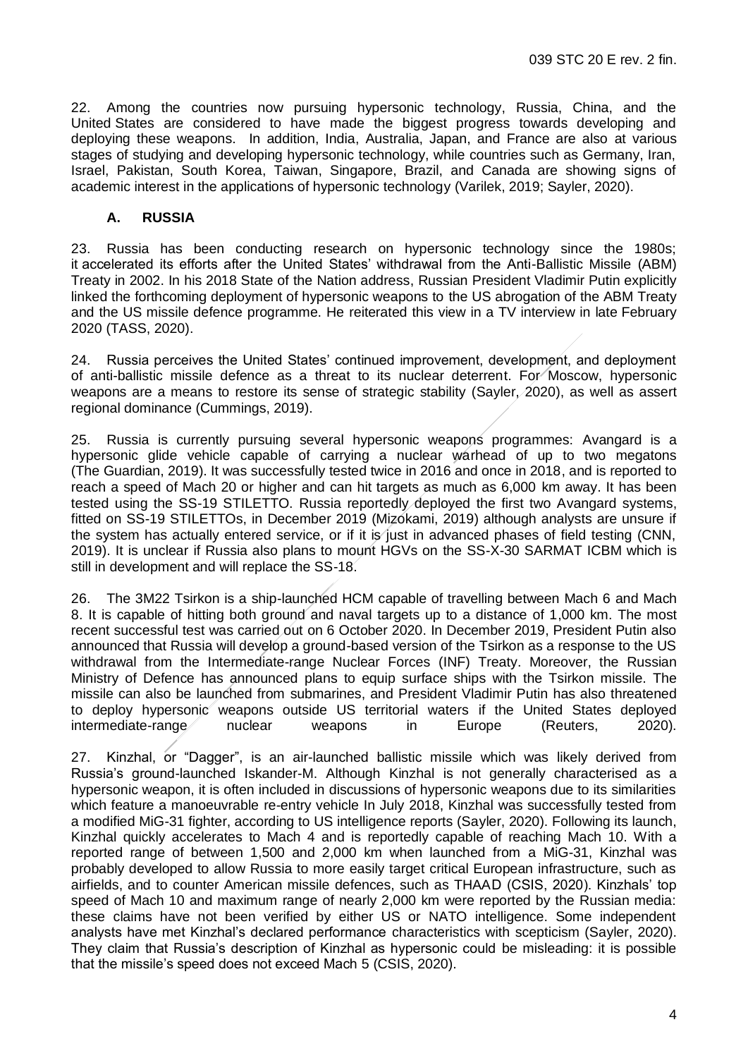22. Among the countries now pursuing hypersonic technology, Russia, China, and the United States are considered to have made the biggest progress towards developing and deploying these weapons. In addition, India, Australia, Japan, and France are also at various stages of studying and developing hypersonic technology, while countries such as Germany, Iran, Israel, Pakistan, South Korea, Taiwan, Singapore, Brazil, and Canada are showing signs of academic interest in the applications of hypersonic technology (Varilek, 2019; Sayler, 2020).

### A. RUSSIA

23. Russia has been conducting research on hypersonic technology since the 1980s; it accelerated its efforts after the United States' withdrawal from the Anti-Ballistic Missile (ABM) Treaty in 2002. In his 2018 State of the Nation address, Russian President Vladimir Putin explicitly linked the forthcoming deployment of hypersonic weapons to the US abrogation of the ABM Treaty and the US missile defence programme. He reiterated this view in a TV interview in late February 2020 (TASS, 2020).

24. Russia perceives the United States' continued improvement, development, and deployment of anti-ballistic missile defence as a threat to its nuclear deterrent. For Moscow, hypersonic weapons are a means to restore its sense of strategic stability (Sayler, 2020), as well as assert regional dominance (Cummings, 2019).

25. Russia is currently pursuing several hypersonic weapons programmes: Avangard is a hypersonic glide vehicle capable of carrying a nuclear warhead of up to two megatons (The Guardian, 2019). It was successfully tested twice in 2016 and once in 2018, and is reported to reach a speed of Mach 20 or higher and can hit targets as much as 6,000 km away. It has been tested using the SS-19 STILETTO. Russia reportedly deployed the first two Avangard systems, fitted on SS-19 STILETTOs, in December 2019 (Mizokami, 2019) although analysts are unsure if the system has actually entered service, or if it is just in advanced phases of field testing (CNN, 2019). It is unclear if Russia also plans to mount HGVs on the SS-X-30 SARMAT ICBM which is still in development and will replace the SS-18.

26. The 3M22 Tsirkon is a ship-launched HCM capable of travelling between Mach 6 and Mach 8. It is capable of hitting both ground and naval targets up to a distance of 1,000 km. The most recent successful test was carried out on 6 October 2020. In December 2019, President Putin also announced that Russia will develop a ground-based version of the Tsirkon as a response to the US withdrawal from the Intermediate-range Nuclear Forces (INF) Treaty. Moreover, the Russian Ministry of Defence has announced plans to equip surface ships with the Tsirkon missile. The missile can also be launched from submarines, and President Vladimir Putin has also threatened to deploy hypersonic weapons outside US territorial waters if the United States deployed intermediate-range nuclear weapons in Europe (Reuters, 2020).

27. Kinzhal, or "Dagger", is an air-launched ballistic missile which was likely derived from Russia's ground-launched Iskander-M. Although Kinzhal is not generally characterised as a hypersonic weapon, it is often included in discussions of hypersonic weapons due to its similarities which feature a manoeuvrable re-entry vehicle In July 2018, Kinzhal was successfully tested from a modified MiG-31 fighter, according to US intelligence reports (Sayler, 2020). Following its launch, Kinzhal quickly accelerates to Mach 4 and is reportedly capable of reaching Mach 10. With a reported range of between 1,500 and 2,000 km when launched from a MiG-31, Kinzhal was probably developed to allow Russia to more easily target critical European infrastructure, such as airfields, and to counter American missile defences, such as THAAD (CSIS, 2020). Kinzhals' top speed of Mach 10 and maximum range of nearly 2,000 km were reported by the Russian media: these claims have not been verified by either US or NATO intelligence. Some independent analysts have met Kinzhal's declared performance characteristics with scepticism (Sayler, 2020). They claim that Russia's description of Kinzhal as hypersonic could be misleading: it is possible that the missile's speed does not exceed Mach 5 (CSIS, 2020).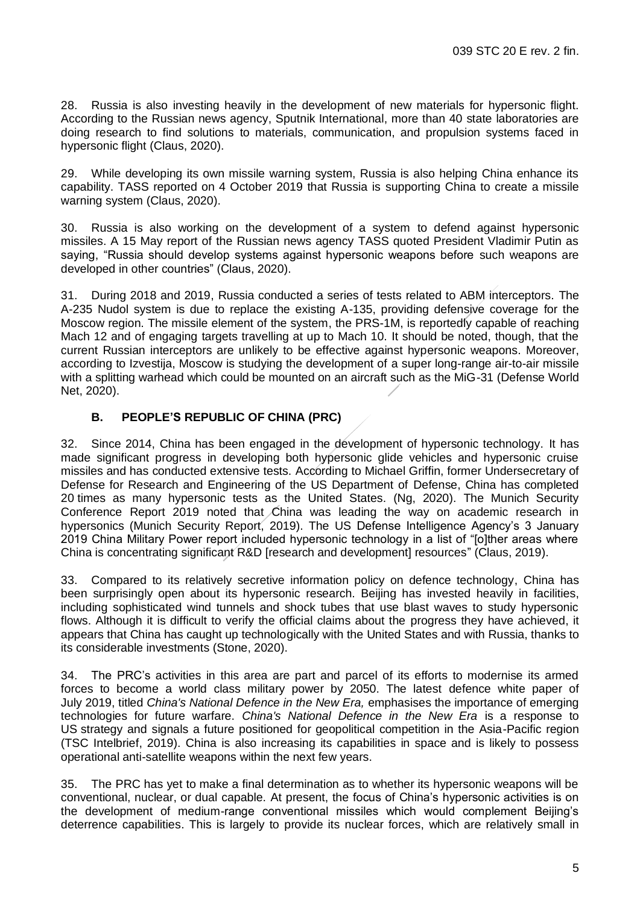28. Russia is also investing heavily in the development of new materials for hypersonic flight. According to the Russian news agency, Sputnik International, more than 40 state laboratories are doing research to find solutions to materials, communication, and propulsion systems faced in hypersonic flight (Claus, 2020).

29. While developing its own missile warning system, Russia is also helping China enhance its capability. TASS reported on 4 October 2019 that Russia is supporting China to create a missile warning system (Claus, 2020).

30. Russia is also working on the development of a system to defend against hypersonic missiles. A 15 May report of the Russian news agency TASS quoted President Vladimir Putin as saying, "Russia should develop systems against hypersonic weapons before such weapons are developed in other countries" (Claus, 2020).

31. During 2018 and 2019, Russia conducted a series of tests related to ABM interceptors. The A-235 Nudol system is due to replace the existing A-135, providing defensive coverage for the Moscow region. The missile element of the system, the PRS-1M, is reportedly capable of reaching Mach 12 and of engaging targets travelling at up to Mach 10. It should be noted, though, that the current Russian interceptors are unlikely to be effective against hypersonic weapons. Moreover, according to Izvestija, Moscow is studying the development of a super long-range air-to-air missile with a splitting warhead which could be mounted on an aircraft such as the MiG-31 (Defense World Net, 2020).

### B. PEOPLE'S REPUBLIC OF CHINA (PRC)

32. Since 2014, China has been engaged in the development of hypersonic technology. It has made significant progress in developing both hypersonic glide vehicles and hypersonic cruise missiles and has conducted extensive tests. According to Michael Griffin, former Undersecretary of Defense for Research and Engineering of the US Department of Defense, China has completed 20 times as many hypersonic tests as the United States. (Ng, 2020). The Munich Security Conference Report 2019 noted that China was leading the way on academic research in hypersonics (Munich Security Report, 2019). The US Defense Intelligence Agency's 3 January 2019 China Military Power report included hypersonic technology in a list of "[o]ther areas where China is concentrating significant R&D [research and development] resources" (Claus, 2019).

33. Compared to its relatively secretive information policy on defence technology, China has been surprisingly open about its hypersonic research. Beijing has invested heavily in facilities, including sophisticated wind tunnels and shock tubes that use blast waves to study hypersonic flows. Although it is difficult to verify the official claims about the progress they have achieved, it appears that China has caught up technologically with the United States and with Russia, thanks to its considerable investments (Stone, 2020).

34. The PRC's activities in this area are part and parcel of its efforts to modernise its armed forces to become a world class military power by 2050. The latest defence white paper of July 2019, titled *China's National Defence in the New Era,* emphasises the importance of emerging technologies for future warfare. *China's National Defence in the New Era* is a response to US strategy and signals a future positioned for geopolitical competition in the Asia-Pacific region (TSC Intelbrief, 2019). China is also increasing its capabilities in space and is likely to possess operational anti-satellite weapons within the next few years.

35. The PRC has yet to make a final determination as to whether its hypersonic weapons will be conventional, nuclear, or dual capable. At present, the focus of China's hypersonic activities is on the development of medium-range conventional missiles which would complement Beijing's deterrence capabilities. This is largely to provide its nuclear forces, which are relatively small in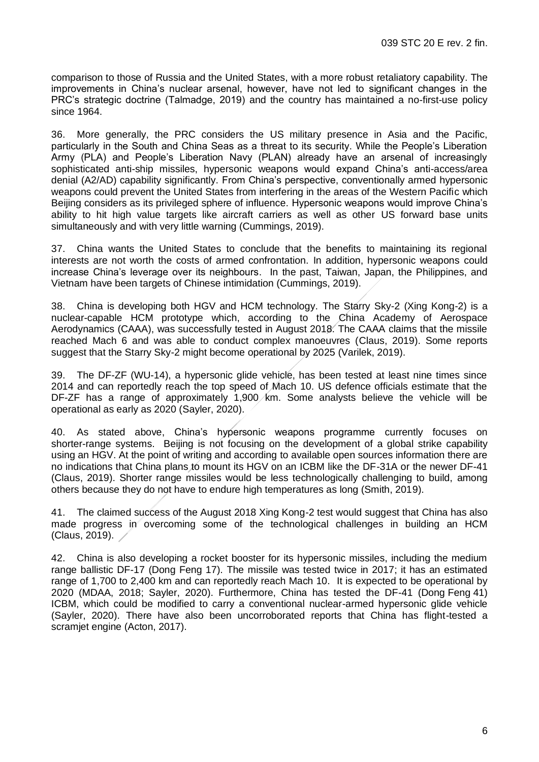comparison to those of Russia and the United States, with a more robust retaliatory capability. The improvements in China's nuclear arsenal, however, have not led to significant changes in the PRC's strategic doctrine (Talmadge, 2019) and the country has maintained a no-first-use policy since 1964.

36. More generally, the PRC considers the US military presence in Asia and the Pacific, particularly in the South and China Seas as a threat to its security. While the People's Liberation Army (PLA) and People's Liberation Navy (PLAN) already have an arsenal of increasingly sophisticated anti-ship missiles, hypersonic weapons would expand China's anti-access/area denial (A2/AD) capability significantly. From China's perspective, conventionally armed hypersonic weapons could prevent the United States from interfering in the areas of the Western Pacific which Beijing considers as its privileged sphere of influence. Hypersonic weapons would improve China's ability to hit high value targets like aircraft carriers as well as other US forward base units simultaneously and with very little warning (Cummings, 2019).

37. China wants the United States to conclude that the benefits to maintaining its regional interests are not worth the costs of armed confrontation. In addition, hypersonic weapons could increase China's leverage over its neighbours. In the past, Taiwan, Japan, the Philippines, and Vietnam have been targets of Chinese intimidation (Cummings, 2019).

38. China is developing both HGV and HCM technology. The Starry Sky-2 (Xing Kong-2) is a nuclear-capable HCM prototype which, according to the China Academy of Aerospace Aerodynamics (CAAA), was successfully tested in August 2018. The CAAA claims that the missile reached Mach 6 and was able to conduct complex manoeuvres (Claus, 2019). Some reports suggest that the Starry Sky-2 might become operational by 2025 (Varilek, 2019).

39. The DF-ZF (WU-14), a hypersonic glide vehicle, has been tested at least nine times since 2014 and can reportedly reach the top speed of Mach 10. US defence officials estimate that the DF-ZF has a range of approximately 1,900 km. Some analysts believe the vehicle will be operational as early as 2020 (Sayler, 2020).

40. As stated above, China's hypersonic weapons programme currently focuses on shorter-range systems. Beijing is not focusing on the development of a global strike capability using an HGV. At the point of writing and according to available open sources information there are no indications that China plans to mount its HGV on an ICBM like the DF-31A or the newer DF-41 (Claus, 2019). Shorter range missiles would be less technologically challenging to build, among others because they do not have to endure high temperatures as long (Smith, 2019).

41. The claimed success of the August 2018 Xing Kong-2 test would suggest that China has also made progress in overcoming some of the technological challenges in building an HCM (Claus, 2019).

42. China is also developing a rocket booster for its hypersonic missiles, including the medium range ballistic DF-17 (Dong Feng 17). The missile was tested twice in 2017; it has an estimated range of 1,700 to 2,400 km and can reportedly reach Mach 10. It is expected to be operational by 2020 (MDAA, 2018; Sayler, 2020). Furthermore, China has tested the DF-41 (Dong Feng 41) ICBM, which could be modified to carry a conventional nuclear-armed hypersonic glide vehicle (Sayler, 2020). There have also been uncorroborated reports that China has flight-tested a scramjet engine (Acton, 2017).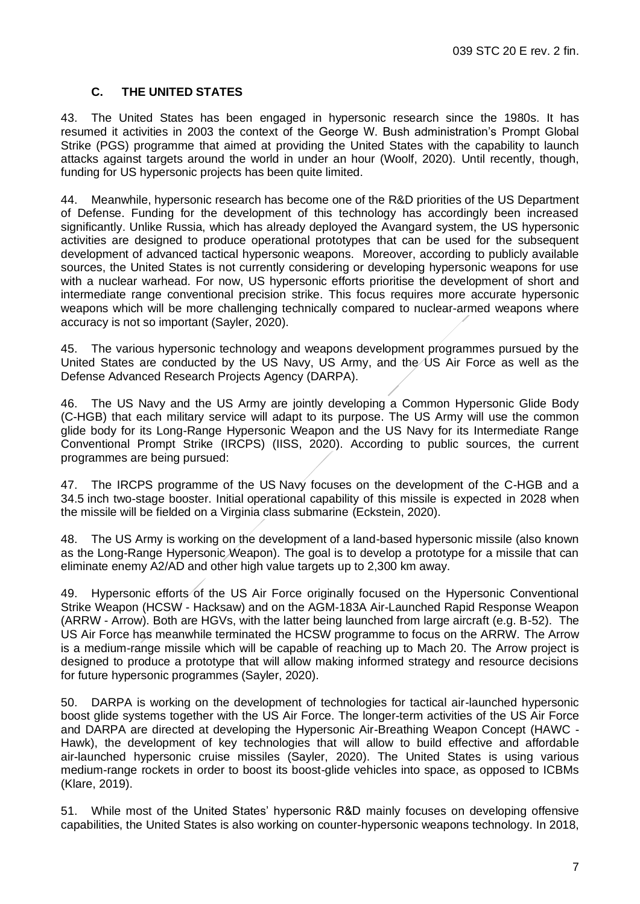### C. THE UNITED STATES

43. The United States has been engaged in hypersonic research since the 1980s. It has resumed it activities in 2003 the context of the George W. Bush administration's Prompt Global Strike (PGS) programme that aimed at providing the United States with the capability to launch attacks against targets around the world in under an hour (Woolf, 2020). Until recently, though, funding for US hypersonic projects has been quite limited.

44. Meanwhile, hypersonic research has become one of the R&D priorities of the US Department of Defense. Funding for the development of this technology has accordingly been increased significantly. Unlike Russia, which has already deployed the Avangard system, the US hypersonic activities are designed to produce operational prototypes that can be used for the subsequent development of advanced tactical hypersonic weapons. Moreover, according to publicly available sources, the United States is not currently considering or developing hypersonic weapons for use with a nuclear warhead. For now, US hypersonic efforts prioritise the development of short and intermediate range conventional precision strike. This focus requires more accurate hypersonic weapons which will be more challenging technically compared to nuclear-armed weapons where accuracy is not so important (Sayler, 2020).

45. The various hypersonic technology and weapons development programmes pursued by the United States are conducted by the US Navy, US Army, and the US Air Force as well as the Defense Advanced Research Projects Agency (DARPA).

46. The US Navy and the US Army are jointly developing a Common Hypersonic Glide Body (C-HGB) that each military service will adapt to its purpose. The US Army will use the common glide body for its Long-Range Hypersonic Weapon and the US Navy for its Intermediate Range Conventional Prompt Strike (IRCPS) (IISS, 2020). According to public sources, the current programmes are being pursued:

47. The IRCPS programme of the US Navy focuses on the development of the C-HGB and a 34.5 inch two-stage booster. Initial operational capability of this missile is expected in 2028 when the missile will be fielded on a Virginia class submarine (Eckstein, 2020).

48. The US Army is working on the development of a land-based hypersonic missile (also known as the Long-Range Hypersonic Weapon). The goal is to develop a prototype for a missile that can eliminate enemy A2/AD and other high value targets up to 2,300 km away.

49. Hypersonic efforts of the US Air Force originally focused on the Hypersonic Conventional Strike Weapon (HCSW - Hacksaw) and on the AGM-183A Air-Launched Rapid Response Weapon (ARRW - Arrow). Both are HGVs, with the latter being launched from large aircraft (e.g. B-52). The US Air Force has meanwhile terminated the HCSW programme to focus on the ARRW. The Arrow is a medium-range missile which will be capable of reaching up to Mach 20. The Arrow project is designed to produce a prototype that will allow making informed strategy and resource decisions for future hypersonic programmes (Sayler, 2020).

50. DARPA is working on the development of technologies for tactical air-launched hypersonic boost glide systems together with the US Air Force. The longer-term activities of the US Air Force and DARPA are directed at developing the Hypersonic Air-Breathing Weapon Concept (HAWC - Hawk), the development of key technologies that will allow to build effective and affordable air-launched hypersonic cruise missiles (Sayler, 2020). The United States is using various medium-range rockets in order to boost its boost-glide vehicles into space, as opposed to ICBMs (Klare, 2019).

51. While most of the United States' hypersonic R&D mainly focuses on developing offensive capabilities, the United States is also working on counter-hypersonic weapons technology. In 2018,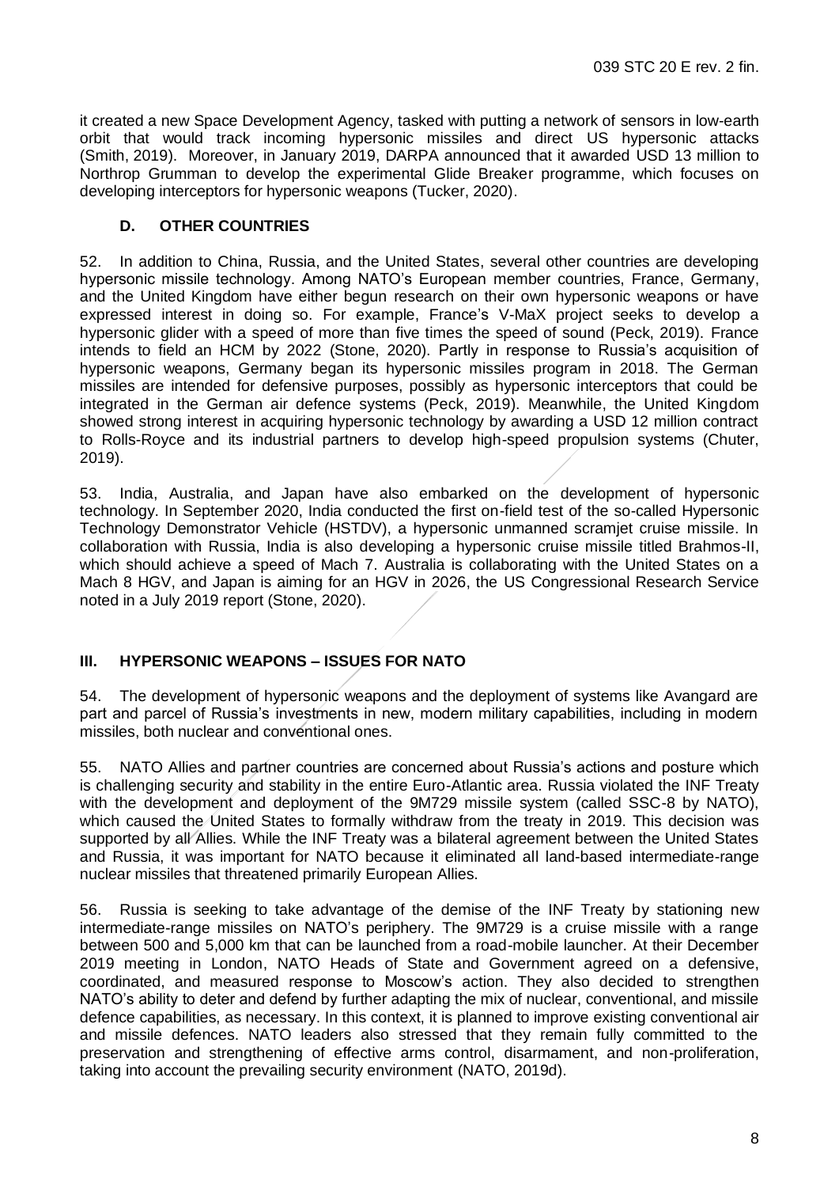it created a new Space Development Agency, tasked with putting a network of sensors in low-earth orbit that would track incoming hypersonic missiles and direct US hypersonic attacks (Smith, 2019). Moreover, in January 2019, DARPA announced that it awarded USD 13 million to Northrop Grumman to develop the experimental Glide Breaker programme, which focuses on developing interceptors for hypersonic weapons (Tucker, 2020).

### D. OTHER COUNTRIES

52. In addition to China, Russia, and the United States, several other countries are developing hypersonic missile technology. Among NATO's European member countries, France, Germany, and the United Kingdom have either begun research on their own hypersonic weapons or have expressed interest in doing so. For example, France's V-MaX project seeks to develop a hypersonic glider with a speed of more than five times the speed of sound (Peck, 2019). France intends to field an HCM by 2022 (Stone, 2020). Partly in response to Russia's acquisition of hypersonic weapons, Germany began its hypersonic missiles program in 2018. The German missiles are intended for defensive purposes, possibly as hypersonic interceptors that could be integrated in the German air defence systems (Peck, 2019). Meanwhile, the United Kingdom showed strong interest in acquiring hypersonic technology by awarding a USD 12 million contract to Rolls-Royce and its industrial partners to develop high-speed propulsion systems (Chuter, 2019).

53. India, Australia, and Japan have also embarked on the development of hypersonic technology. In September 2020, India conducted the first on-field test of the so-called Hypersonic Technology Demonstrator Vehicle (HSTDV), a hypersonic unmanned scramjet cruise missile. In collaboration with Russia, India is also developing a hypersonic cruise missile titled Brahmos-II, which should achieve a speed of Mach 7. Australia is collaborating with the United States on a Mach 8 HGV, and Japan is aiming for an HGV in 2026, the US Congressional Research Service noted in a July 2019 report (Stone, 2020).

## III. HYPERSONIC WEAPONS – ISSUES FOR NATO

54. The development of hypersonic weapons and the deployment of systems like Avangard are part and parcel of Russia's investments in new, modern military capabilities, including in modern missiles, both nuclear and conventional ones.

55. NATO Allies and partner countries are concerned about Russia's actions and posture which is challenging security and stability in the entire Euro-Atlantic area. Russia violated the INF Treaty with the development and deployment of the 9M729 missile system (called SSC-8 by NATO), which caused the United States to formally withdraw from the treaty in 2019. This decision was supported by all Allies. While the INF Treaty was a bilateral agreement between the United States and Russia, it was important for NATO because it eliminated all land-based intermediate-range nuclear missiles that threatened primarily European Allies.

56. Russia is seeking to take advantage of the demise of the INF Treaty by stationing new intermediate-range missiles on NATO's periphery. The 9M729 is a cruise missile with a range between 500 and 5,000 km that can be launched from a road-mobile launcher. At their December 2019 meeting in London, NATO Heads of State and Government agreed on a defensive, coordinated, and measured response to Moscow's action. They also decided to strengthen NATO's ability to deter and defend by further adapting the mix of nuclear, conventional, and missile defence capabilities, as necessary. In this context, it is planned to improve existing conventional air and missile defences. NATO leaders also stressed that they remain fully committed to the preservation and strengthening of effective arms control, disarmament, and non-proliferation, taking into account the prevailing security environment (NATO, 2019d).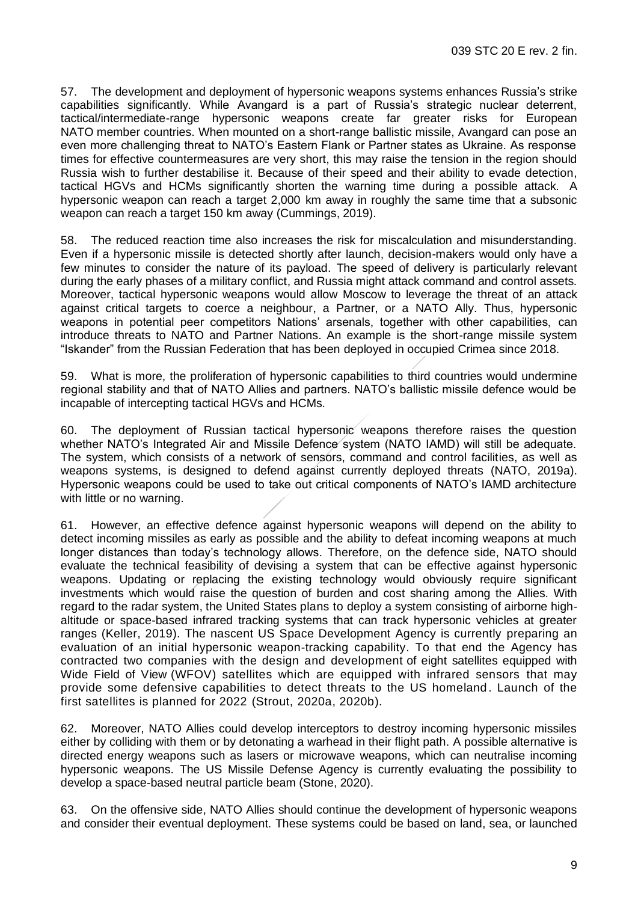57. The development and deployment of hypersonic weapons systems enhances Russia's strike capabilities significantly. While Avangard is a part of Russia's strategic nuclear deterrent, tactical/intermediate-range hypersonic weapons create far greater risks for European NATO member countries. When mounted on a short-range ballistic missile, Avangard can pose an even more challenging threat to NATO's Eastern Flank or Partner states as Ukraine. As response times for effective countermeasures are very short, this may raise the tension in the region should Russia wish to further destabilise it. Because of their speed and their ability to evade detection, tactical HGVs and HCMs significantly shorten the warning time during a possible attack. A hypersonic weapon can reach a target 2,000 km away in roughly the same time that a subsonic weapon can reach a target 150 km away (Cummings, 2019).

58. The reduced reaction time also increases the risk for miscalculation and misunderstanding. Even if a hypersonic missile is detected shortly after launch, decision-makers would only have a few minutes to consider the nature of its payload. The speed of delivery is particularly relevant during the early phases of a military conflict, and Russia might attack command and control assets. Moreover, tactical hypersonic weapons would allow Moscow to leverage the threat of an attack against critical targets to coerce a neighbour, a Partner, or a NATO Ally. Thus, hypersonic weapons in potential peer competitors Nations' arsenals, together with other capabilities, can introduce threats to NATO and Partner Nations. An example is the short-range missile system "Iskander" from the Russian Federation that has been deployed in occupied Crimea since 2018.

59. What is more, the proliferation of hypersonic capabilities to third countries would undermine regional stability and that of NATO Allies and partners. NATO's ballistic missile defence would be incapable of intercepting tactical HGVs and HCMs.

60. The deployment of Russian tactical hypersonic weapons therefore raises the question whether NATO's Integrated Air and Missile Defence system (NATO IAMD) will still be adequate. The system, which consists of a network of sensors, command and control facilities, as well as weapons systems, is designed to defend against currently deployed threats (NATO, 2019a). Hypersonic weapons could be used to take out critical components of NATO's IAMD architecture with little or no warning.

61. However, an effective defence against hypersonic weapons will depend on the ability to detect incoming missiles as early as possible and the ability to defeat incoming weapons at much longer distances than today's technology allows. Therefore, on the defence side, NATO should evaluate the technical feasibility of devising a system that can be effective against hypersonic weapons. Updating or replacing the existing technology would obviously require significant investments which would raise the question of burden and cost sharing among the Allies. With regard to the radar system, the United States plans to deploy a system consisting of airborne high-altitude or space-based infrared tracking systems that can track hypersonic vehicles at greater ranges (Keller, 2019). The nascent US Space Development Agency is currently preparing an evaluation of an initial hypersonic weapon-tracking capability. To that end the Agency has contracted two companies with the design and development of eight satellites equipped with Wide Field of View (WFOV) satellites which are equipped with infrared sensors that may provide some defensive capabilities to detect threats to the US homeland. Launch of the first satellites is planned for 2022 (Strout, 2020a, 2020b).

62. Moreover, NATO Allies could develop interceptors to destroy incoming hypersonic missiles either by colliding with them or by detonating a warhead in their flight path. A possible alternative is directed energy weapons such as lasers or microwave weapons, which can neutralise incoming hypersonic weapons. The US Missile Defense Agency is currently evaluating the possibility to develop a space-based neutral particle beam (Stone, 2020).

63. On the offensive side, NATO Allies should continue the development of hypersonic weapons and consider their eventual deployment. These systems could be based on land, sea, or launched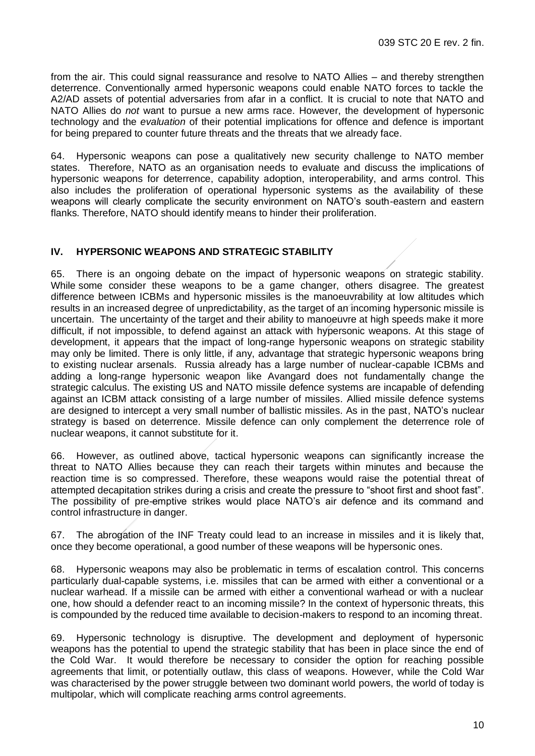from the air. This could signal reassurance and resolve to NATO Allies – and thereby strengthen deterrence. Conventionally armed hypersonic weapons could enable NATO forces to tackle the A2/AD assets of potential adversaries from afar in a conflict. It is crucial to note that NATO and NATO Allies do *not* want to pursue a new arms race. However, the development of hypersonic technology and the *evaluation* of their potential implications for offence and defence is important for being prepared to counter future threats and the threats that we already face.

64. Hypersonic weapons can pose a qualitatively new security challenge to NATO member states. Therefore, NATO as an organisation needs to evaluate and discuss the implications of hypersonic weapons for deterrence, capability adoption, interoperability, and arms control. This also includes the proliferation of operational hypersonic systems as the availability of these weapons will clearly complicate the security environment on NATO's south-eastern and eastern flanks. Therefore, NATO should identify means to hinder their proliferation.

## IV. HYPERSONIC WEAPONS AND STRATEGIC STABILITY

65. There is an ongoing debate on the impact of hypersonic weapons on strategic stability. While some consider these weapons to be a game changer, others disagree. The greatest difference between ICBMs and hypersonic missiles is the manoeuvrability at low altitudes which results in an increased degree of unpredictability, as the target of an incoming hypersonic missile is uncertain. The uncertainty of the target and their ability to manoeuvre at high speeds make it more difficult, if not impossible, to defend against an attack with hypersonic weapons. At this stage of development, it appears that the impact of long-range hypersonic weapons on strategic stability may only be limited. There is only little, if any, advantage that strategic hypersonic weapons bring to existing nuclear arsenals. Russia already has a large number of nuclear-capable ICBMs and adding a long-range hypersonic weapon like Avangard does not fundamentally change the strategic calculus. The existing US and NATO missile defence systems are incapable of defending against an ICBM attack consisting of a large number of missiles. Allied missile defence systems are designed to intercept a very small number of ballistic missiles. As in the past, NATO's nuclear strategy is based on deterrence. Missile defence can only complement the deterrence role of nuclear weapons, it cannot substitute for it.

66. However, as outlined above, tactical hypersonic weapons can significantly increase the threat to NATO Allies because they can reach their targets within minutes and because the reaction time is so compressed. Therefore, these weapons would raise the potential threat of attempted decapitation strikes during a crisis and create the pressure to "shoot first and shoot fast". The possibility of pre-emptive strikes would place NATO's air defence and its command and control infrastructure in danger.

67. The abrogation of the INF Treaty could lead to an increase in missiles and it is likely that, once they become operational, a good number of these weapons will be hypersonic ones.

68. Hypersonic weapons may also be problematic in terms of escalation control. This concerns particularly dual-capable systems, i.e. missiles that can be armed with either a conventional or a nuclear warhead. If a missile can be armed with either a conventional warhead or with a nuclear one, how should a defender react to an incoming missile? In the context of hypersonic threats, this is compounded by the reduced time available to decision-makers to respond to an incoming threat.

69. Hypersonic technology is disruptive. The development and deployment of hypersonic weapons has the potential to upend the strategic stability that has been in place since the end of the Cold War. It would therefore be necessary to consider the option for reaching possible agreements that limit, or potentially outlaw, this class of weapons. However, while the Cold War was characterised by the power struggle between two dominant world powers, the world of today is multipolar, which will complicate reaching arms control agreements.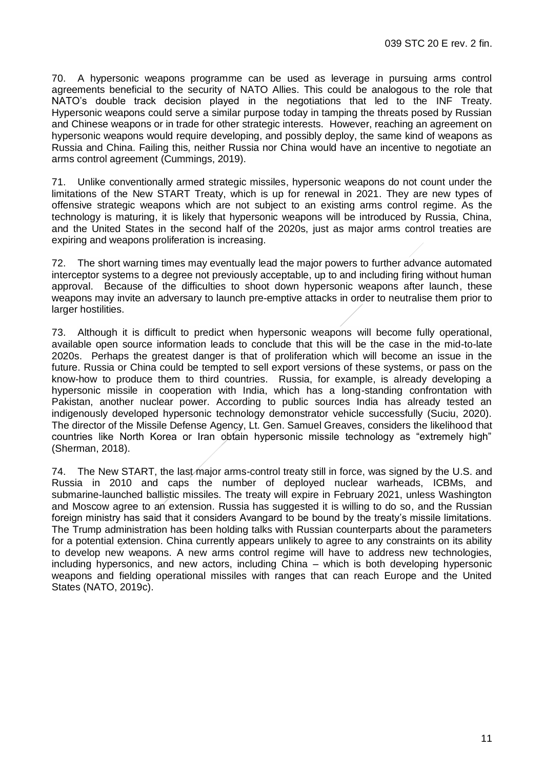70. A hypersonic weapons programme can be used as leverage in pursuing arms control agreements beneficial to the security of NATO Allies. This could be analogous to the role that NATO's double track decision played in the negotiations that led to the INF Treaty. Hypersonic weapons could serve a similar purpose today in tamping the threats posed by Russian and Chinese weapons or in trade for other strategic interests. However, reaching an agreement on hypersonic weapons would require developing, and possibly deploy, the same kind of weapons as Russia and China. Failing this, neither Russia nor China would have an incentive to negotiate an arms control agreement (Cummings, 2019).

71. Unlike conventionally armed strategic missiles, hypersonic weapons do not count under the limitations of the New START Treaty, which is up for renewal in 2021. They are new types of offensive strategic weapons which are not subject to an existing arms control regime. As the technology is maturing, it is likely that hypersonic weapons will be introduced by Russia, China, and the United States in the second half of the 2020s, just as major arms control treaties are expiring and weapons proliferation is increasing.

72. The short warning times may eventually lead the major powers to further advance automated interceptor systems to a degree not previously acceptable, up to and including firing without human approval. Because of the difficulties to shoot down hypersonic weapons after launch, these weapons may invite an adversary to launch pre-emptive attacks in order to neutralise them prior to larger hostilities.

73. Although it is difficult to predict when hypersonic weapons will become fully operational, available open source information leads to conclude that this will be the case in the mid-to-late 2020s. Perhaps the greatest danger is that of proliferation which will become an issue in the future. Russia or China could be tempted to sell export versions of these systems, or pass on the know-how to produce them to third countries. Russia, for example, is already developing a hypersonic missile in cooperation with India, which has a long-standing confrontation with Pakistan, another nuclear power. According to public sources India has already tested an indigenously developed hypersonic technology demonstrator vehicle successfully (Suciu, 2020). The director of the Missile Defense Agency, Lt. Gen. Samuel Greaves, considers the likelihood that countries like North Korea or Iran obtain hypersonic missile technology as "extremely high" (Sherman, 2018).

74. The New START, the last major arms-control treaty still in force, was signed by the U.S. and Russia in 2010 and caps the number of deployed nuclear warheads, ICBMs, and submarine-launched ballistic missiles. The treaty will expire in February 2021, unless Washington and Moscow agree to an extension. Russia has suggested it is willing to do so, and the Russian foreign ministry has said that it considers Avangard to be bound by the treaty's missile limitations. The Trump administration has been holding talks with Russian counterparts about the parameters for a potential extension. China currently appears unlikely to agree to any constraints on its ability to develop new weapons. A new arms control regime will have to address new technologies, including hypersonics, and new actors, including China – which is both developing hypersonic weapons and fielding operational missiles with ranges that can reach Europe and the United States (NATO, 2019c).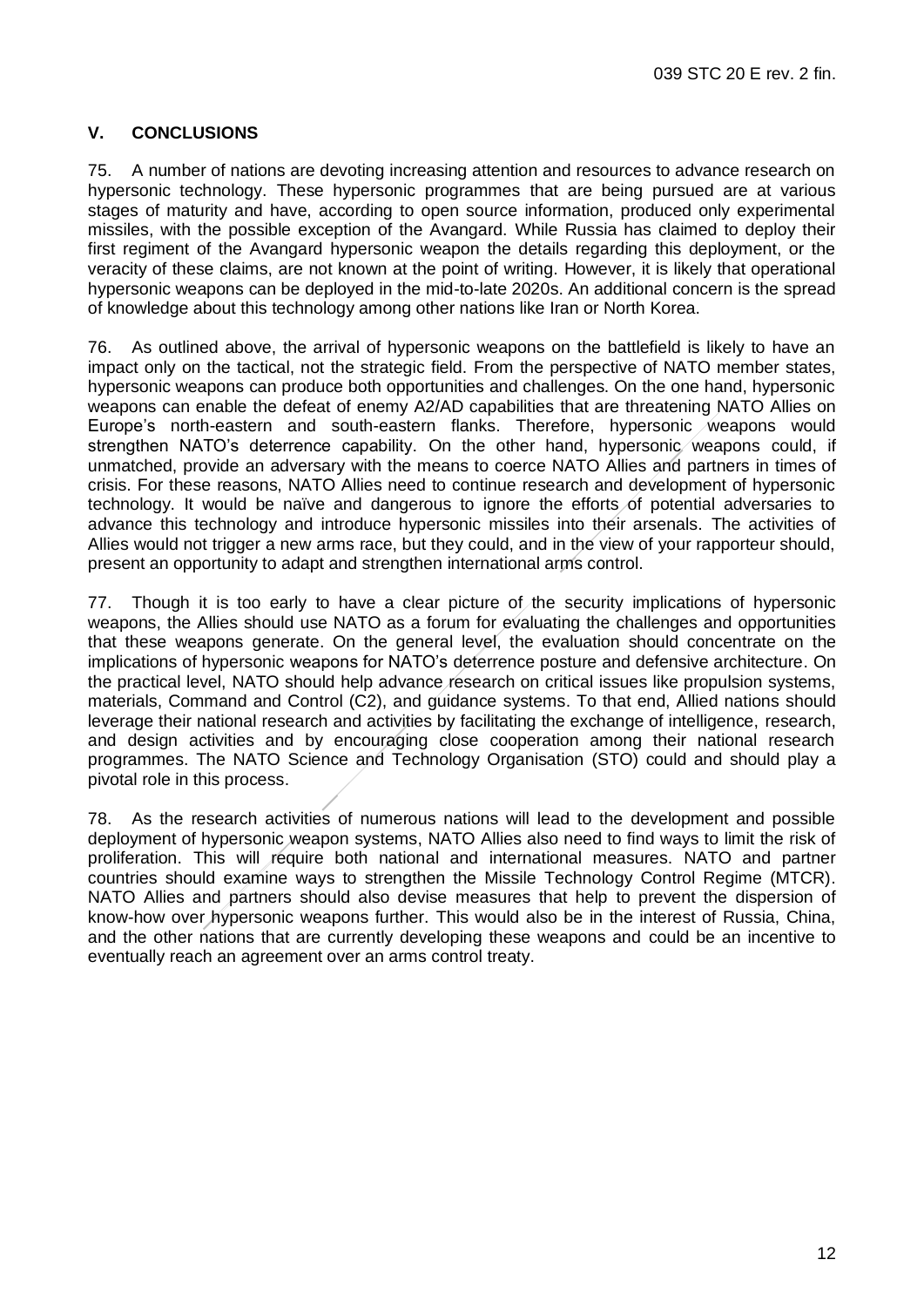## V. CONCLUSIONS

75. A number of nations are devoting increasing attention and resources to advance research on hypersonic technology. These hypersonic programmes that are being pursued are at various stages of maturity and have, according to open source information, produced only experimental missiles, with the possible exception of the Avangard. While Russia has claimed to deploy their first regiment of the Avangard hypersonic weapon the details regarding this deployment, or the veracity of these claims, are not known at the point of writing. However, it is likely that operational hypersonic weapons can be deployed in the mid-to-late 2020s. An additional concern is the spread of knowledge about this technology among other nations like Iran or North Korea.

76. As outlined above, the arrival of hypersonic weapons on the battlefield is likely to have an impact only on the tactical, not the strategic field. From the perspective of NATO member states, hypersonic weapons can produce both opportunities and challenges. On the one hand, hypersonic weapons can enable the defeat of enemy A2/AD capabilities that are threatening NATO Allies on Europe's north-eastern and south-eastern flanks. Therefore, hypersonic weapons would strengthen NATO's deterrence capability. On the other hand, hypersonic weapons could, if unmatched, provide an adversary with the means to coerce NATO Allies and partners in times of crisis. For these reasons, NATO Allies need to continue research and development of hypersonic technology. It would be naïve and dangerous to ignore the efforts of potential adversaries to advance this technology and introduce hypersonic missiles into their arsenals. The activities of Allies would not trigger a new arms race, but they could, and in the view of your rapporteur should, present an opportunity to adapt and strengthen international arms control.

77. Though it is too early to have a clear picture of the security implications of hypersonic weapons, the Allies should use NATO as a forum for evaluating the challenges and opportunities that these weapons generate. On the general level, the evaluation should concentrate on the implications of hypersonic weapons for NATO's deterrence posture and defensive architecture. On the practical level, NATO should help advance research on critical issues like propulsion systems, materials, Command and Control (C2), and guidance systems. To that end, Allied nations should leverage their national research and activities by facilitating the exchange of intelligence, research, and design activities and by encouraging close cooperation among their national research programmes. The NATO Science and Technology Organisation (STO) could and should play a pivotal role in this process.

78. As the research activities of numerous nations will lead to the development and possible deployment of hypersonic weapon systems, NATO Allies also need to find ways to limit the risk of proliferation. This will require both national and international measures. NATO and partner countries should examine ways to strengthen the Missile Technology Control Regime (MTCR). NATO Allies and partners should also devise measures that help to prevent the dispersion of know-how over hypersonic weapons further. This would also be in the interest of Russia, China, and the other nations that are currently developing these weapons and could be an incentive to eventually reach an agreement over an arms control treaty.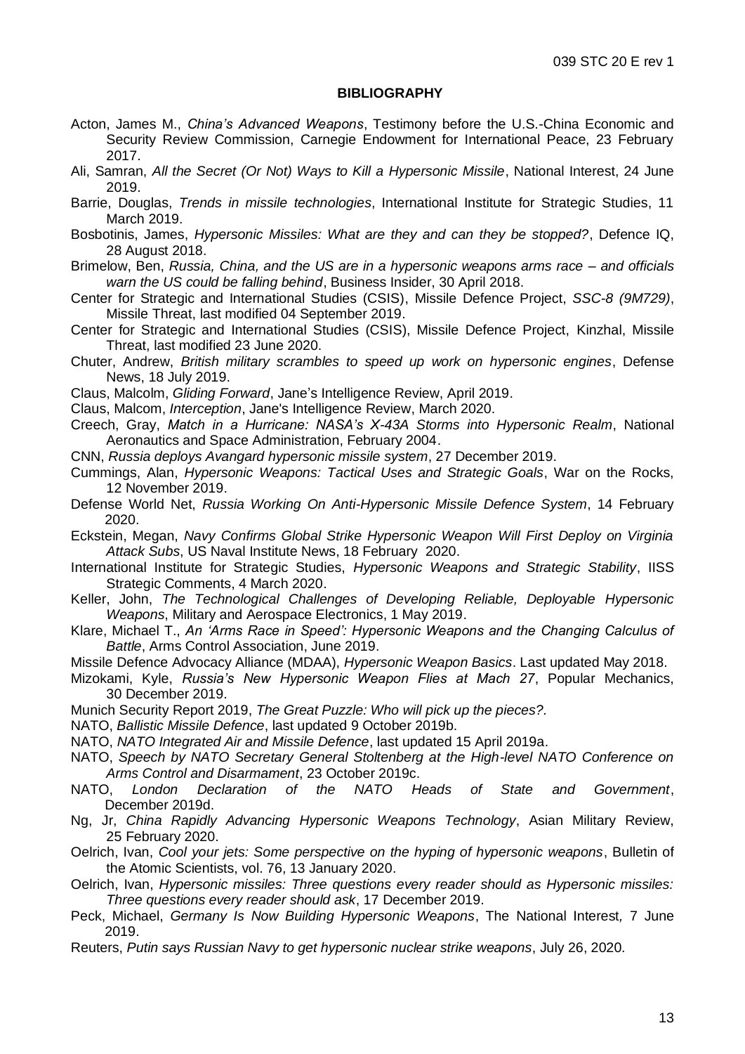## BIBLIOGRAPHY

Acton, James M., *China's Advanced Weapons*, Testimony before the U.S.-China Economic and Security Review Commission, Carnegie Endowment for International Peace, 23 February 2017.

Ali, Samran, *All the Secret (Or Not) Ways to Kill a Hypersonic Missile*, National Interest, 24 June 2019.

Barrie, Douglas, *Trends in missile technologies*, International Institute for Strategic Studies, 11 March 2019.

Bosbotinis, James, *Hypersonic Missiles: What are they and can they be stopped?*, Defence IQ, 28 August 2018.

Brimelow, Ben, *Russia, China, and the US are in a hypersonic weapons arms race – and officials warn the US could be falling behind*, Business Insider, 30 April 2018.

Center for Strategic and International Studies (CSIS), Missile Defence Project, *SSC-8 (9M729)*, Missile Threat, last modified 04 September 2019.

Center for Strategic and International Studies (CSIS), Missile Defence Project, Kinzhal, Missile Threat, last modified 23 June 2020.

Chuter, Andrew, *British military scrambles to speed up work on hypersonic engines*, Defense News, 18 July 2019.

Claus, Malcolm, *Gliding Forward*, Jane's Intelligence Review, April 2019.

Claus, Malcom, *Interception*, Jane's Intelligence Review, March 2020.

Creech, Gray, *Match in a Hurricane: NASA's X-43A Storms into Hypersonic Realm*, National Aeronautics and Space Administration, February 2004.

CNN, *Russia deploys Avangard hypersonic missile system*, 27 December 2019.

Cummings, Alan, *Hypersonic Weapons: Tactical Uses and Strategic Goals*, War on the Rocks, 12 November 2019.

Defense World Net, *Russia Working On Anti-Hypersonic Missile Defence System*, 14 February 2020.

Eckstein, Megan, *Navy Confirms Global Strike Hypersonic Weapon Will First Deploy on Virginia Attack Subs*, US Naval Institute News, 18 February 2020.

International Institute for Strategic Studies, *Hypersonic Weapons and Strategic Stability*, IISS Strategic Comments, 4 March 2020.

Keller, John, *The Technological Challenges of Developing Reliable, Deployable Hypersonic Weapons*, Military and Aerospace Electronics, 1 May 2019.

Klare, Michael T., *An 'Arms Race in Speed': Hypersonic Weapons and the Changing Calculus of Battle*, Arms Control Association, June 2019.

Missile Defence Advocacy Alliance (MDAA), *Hypersonic Weapon Basics*. Last updated May 2018.

Mizokami, Kyle, *Russia's New Hypersonic Weapon Flies at Mach 27*, Popular Mechanics, 30 December 2019.

Munich Security Report 2019, *The Great Puzzle: Who will pick up the pieces?.*

NATO, *Ballistic Missile Defence*, last updated 9 October 2019b.

NATO, *NATO Integrated Air and Missile Defence*, last updated 15 April 2019a.

NATO, *Speech by NATO Secretary General Stoltenberg at the High-level NATO Conference on Arms Control and Disarmament*, 23 October 2019c.

NATO, *London Declaration of the NATO Heads of State and Government*, December 2019d.

Ng, Jr, *China Rapidly Advancing Hypersonic Weapons Technology*, Asian Military Review, 25 February 2020.

Oelrich, Ivan, *Cool your jets: Some perspective on the hyping of hypersonic weapons*, Bulletin of the Atomic Scientists, vol. 76, 13 January 2020.

Oelrich, Ivan, *Hypersonic missiles: Three questions every reader should as Hypersonic missiles: Three questions every reader should ask*, 17 December 2019.

Peck, Michael, *Germany Is Now Building Hypersonic Weapons*, The National Interest, 7 June 2019.

Reuters, *Putin says Russian Navy to get hypersonic nuclear strike weapons*, July 26, 2020.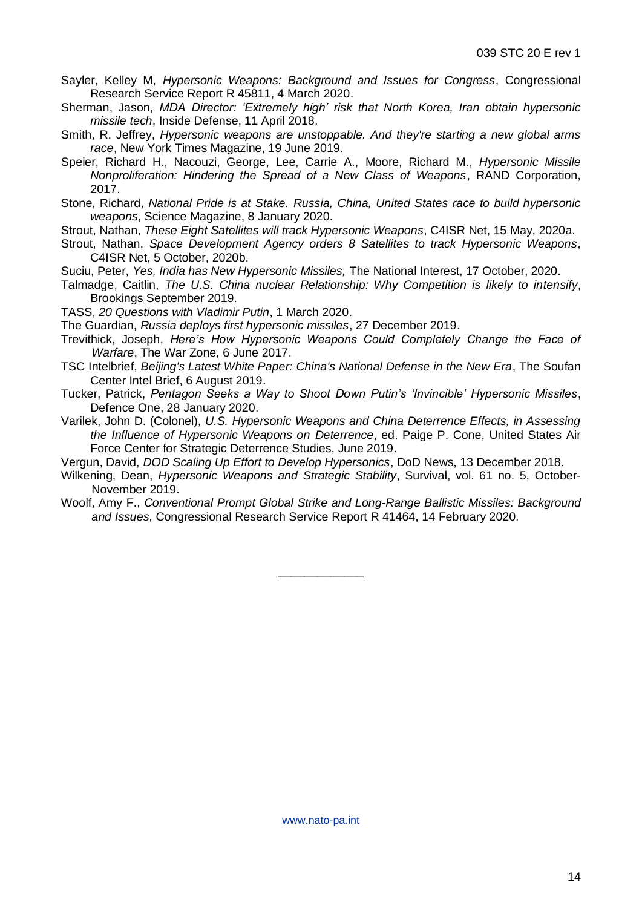Sayler, Kelley M, *Hypersonic Weapons: Background and Issues for Congress*, Congressional Research Service Report R 45811, 4 March 2020.

Sherman, Jason, *MDA Director: 'Extremely high' risk that North Korea, Iran obtain hypersonic missile tech*, Inside Defense, 11 April 2018.

Smith, R. Jeffrey, *Hypersonic weapons are unstoppable. And they're starting a new global arms race*, New York Times Magazine, 19 June 2019.

Speier, Richard H., Nacouzi, George, Lee, Carrie A., Moore, Richard M., *Hypersonic Missile Nonproliferation: Hindering the Spread of a New Class of Weapons*, RAND Corporation, 2017.

Stone, Richard, *National Pride is at Stake. Russia, China, United States race to build hypersonic weapons*, Science Magazine, 8 January 2020.

Strout, Nathan, *These Eight Satellites will track Hypersonic Weapons*, C4ISR Net, 15 May, 2020a.

Strout, Nathan, *Space Development Agency orders 8 Satellites to track Hypersonic Weapons*, C4ISR Net, 5 October, 2020b.

Suciu, Peter, *Yes, India has New Hypersonic Missiles,* The National Interest, 17 October, 2020.

Talmadge, Caitlin, *The U.S. China nuclear Relationship: Why Competition is likely to intensify*, Brookings September 2019.

TASS, *20 Questions with Vladimir Putin*, 1 March 2020.

The Guardian, *Russia deploys first hypersonic missiles*, 27 December 2019.

Trevithick, Joseph, *Here's How Hypersonic Weapons Could Completely Change the Face of Warfare*, The War Zone, 6 June 2017.

TSC Intelbrief, *Beijing's Latest White Paper: China's National Defense in the New Era*, The Soufan Center Intel Brief, 6 August 2019.

Tucker, Patrick, *Pentagon Seeks a Way to Shoot Down Putin's 'Invincible' Hypersonic Missiles*, Defence One, 28 January 2020.

Varilek, John D. (Colonel), *U.S. Hypersonic Weapons and China Deterrence Effects, in Assessing the Influence of Hypersonic Weapons on Deterrence*, ed. Paige P. Cone, United States Air Force Center for Strategic Deterrence Studies, June 2019.

Vergun, David, *DOD Scaling Up Effort to Develop Hypersonics*, DoD News, 13 December 2018.

Wilkening, Dean, *Hypersonic Weapons and Strategic Stability*, Survival, vol. 61 no. 5, October-November 2019.

Woolf, Amy F., *Conventional Prompt Global Strike and Long-Range Ballistic Missiles: Background and Issues*, Congressional Research Service Report R 41464, 14 February 2020.

\_\_\_\_\_\_\_\_\_\_\_\_\_\_\_\_